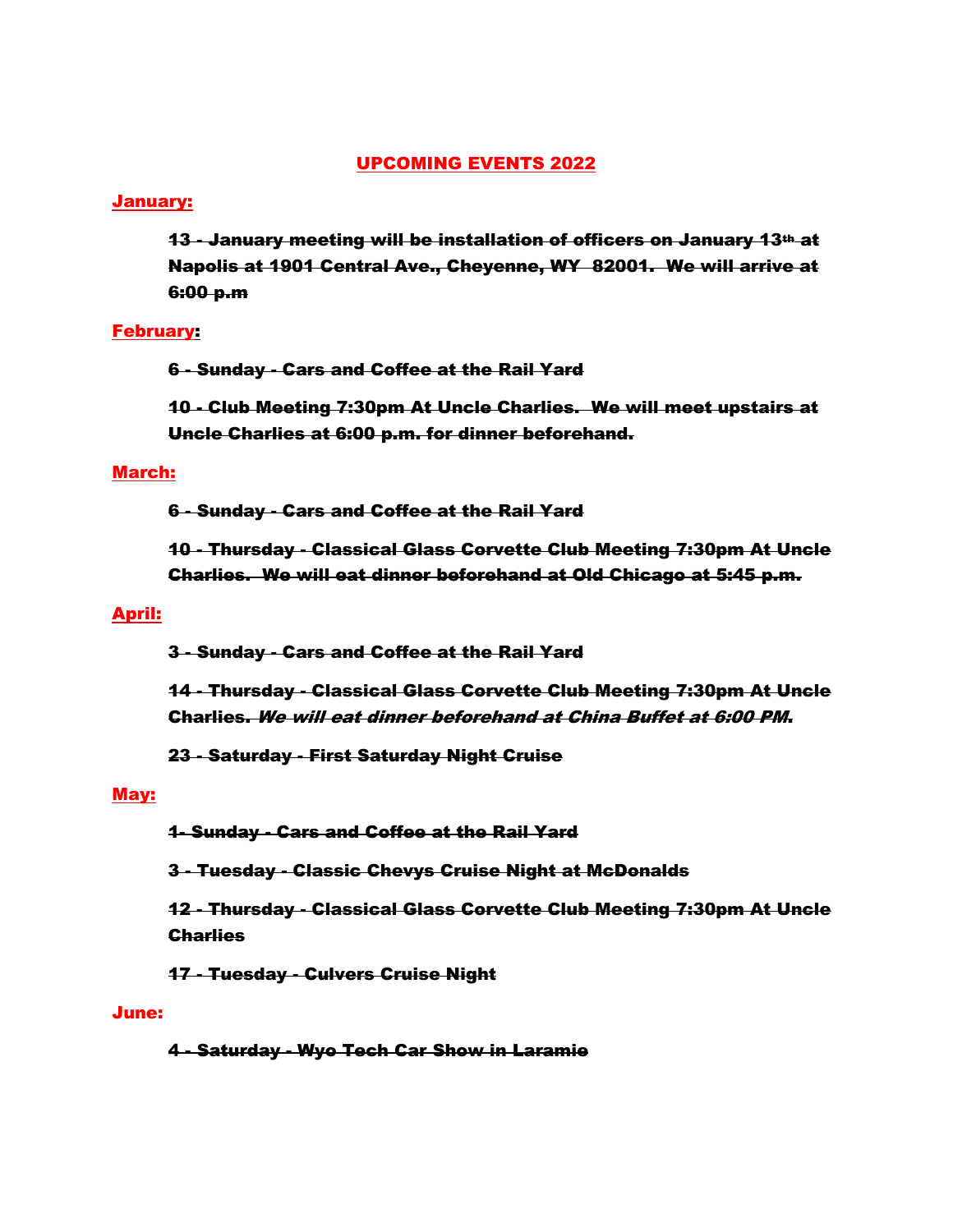# UPCOMING EVENTS 2022

## January:

~~**13 - January meeting will be installation of officers on January 13th at Napolis at 1901 Central Ave., Cheyenne, WY 82001. We will arrive at 6:00 p.m**~~

## February:

~~**6 - Sunday - Cars and Coffee at the Rail Yard**~~

~~**10 - Club Meeting 7:30pm At Uncle Charlies. We will meet upstairs at Uncle Charlies at 6:00 p.m. for dinner beforehand.**~~

## March:

~~**6 - Sunday - Cars and Coffee at the Rail Yard**~~

~~**10 - Thursday - Classical Glass Corvette Club Meeting 7:30pm At Uncle Charlies. We will eat dinner beforehand at Old Chicago at 5:45 p.m.**~~

## April:

~~**3 - Sunday - Cars and Coffee at the Rail Yard**~~

~~**14 - Thursday - Classical Glass Corvette Club Meeting 7:30pm At Uncle Charlies.** ***We will eat dinner beforehand at China Buffet at 6:00 PM*****.**~~

~~**23 - Saturday - First Saturday Night Cruise**~~

## May:

~~**1- Sunday - Cars and Coffee at the Rail Yard**~~

~~**3 - Tuesday - Classic Chevys Cruise Night at McDonalds**~~

~~**12 - Thursday - Classical Glass Corvette Club Meeting 7:30pm At Uncle Charlies**~~

~~**17 - Tuesday - Culvers Cruise Night**~~

## June:

~~**4 - Saturday - Wyo Tech Car Show in Laramie**~~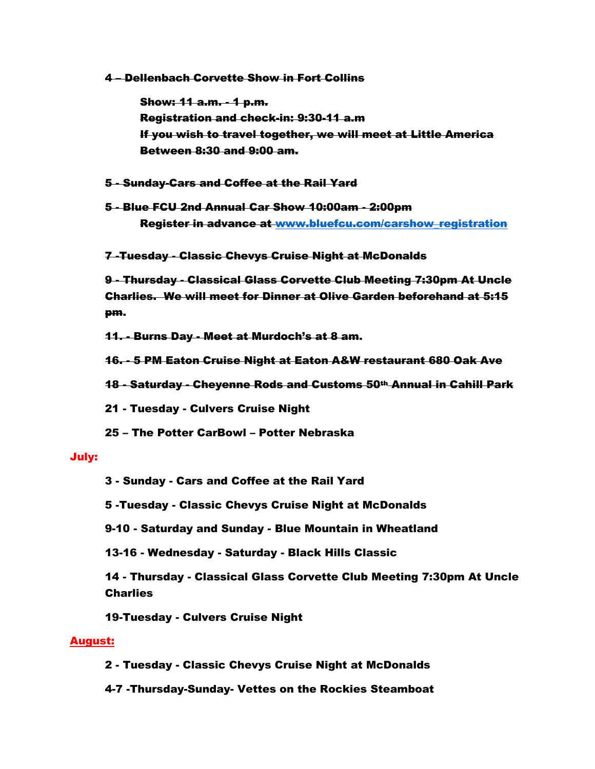~~**4 – Dellenbach Corvette Show in Fort Collins**~~

~~**Show: 11 a.m. - 1 p.m.**~~
~~**Registration and check-in: 9:30-11 a.m**~~
~~**If you wish to travel together, we will meet at Little America**~~
~~**Between 8:30 and 9:00 am.**~~

~~**5 - Sunday-Cars and Coffee at the Rail Yard**~~

~~**5 - Blue FCU 2nd Annual Car Show 10:00am - 2:00pm**~~
~~**Register in advance at www.bluefcu.com/carshow_registration**~~

~~**7 -Tuesday - Classic Chevys Cruise Night at McDonalds**~~

~~**9 - Thursday - Classical Glass Corvette Club Meeting 7:30pm At Uncle Charlies. We will meet for Dinner at Olive Garden beforehand at 5:15 pm.**~~

~~**11. - Burns Day - Meet at Murdoch's at 8 am.**~~

~~**16. - 5 PM Eaton Cruise Night at Eaton A&W restaurant 680 Oak Ave**~~

~~**18 - Saturday - Cheyenne Rods and Customs 50th Annual in Cahill Park**~~

**21 - Tuesday - Culvers Cruise Night**

**25 – The Potter CarBowl – Potter Nebraska**

**July:**

**3 - Sunday - Cars and Coffee at the Rail Yard**

**5 -Tuesday - Classic Chevys Cruise Night at McDonalds**

**9-10 - Saturday and Sunday - Blue Mountain in Wheatland**

**13-16 - Wednesday - Saturday - Black Hills Classic**

**14 - Thursday - Classical Glass Corvette Club Meeting 7:30pm At Uncle Charlies**

**19-Tuesday - Culvers Cruise Night**

**August:**

**2 - Tuesday - Classic Chevys Cruise Night at McDonalds**

**4-7 -Thursday-Sunday- Vettes on the Rockies Steamboat**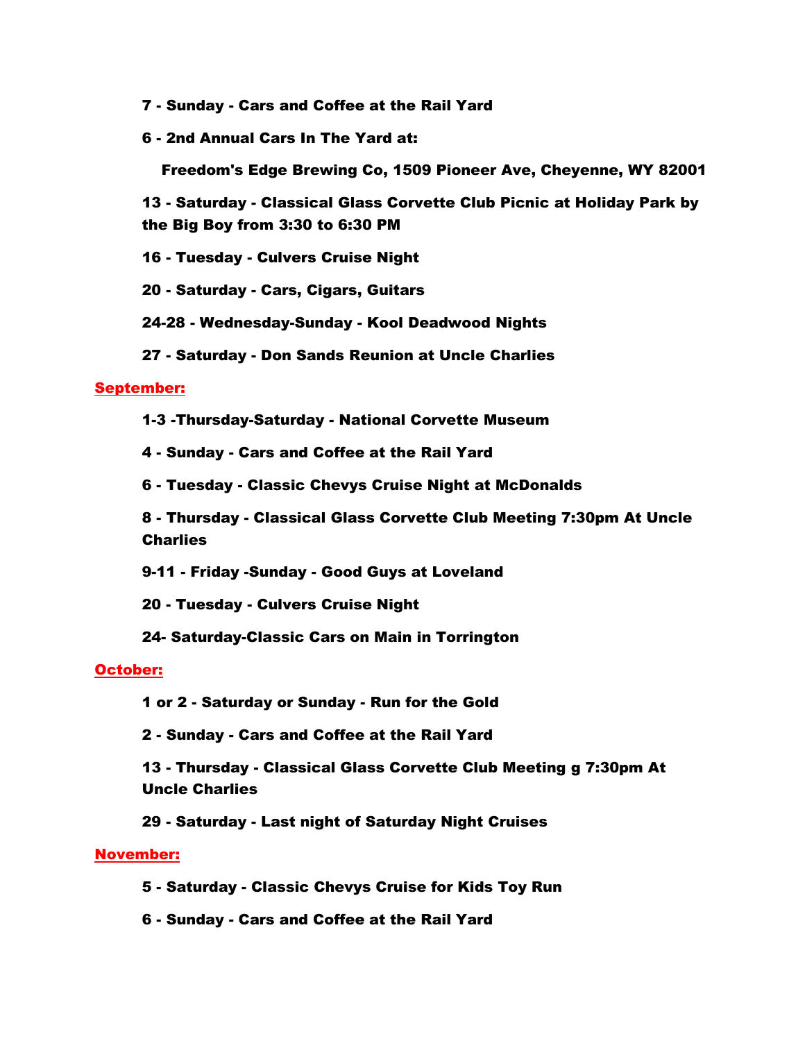**7 - Sunday - Cars and Coffee at the Rail Yard**

**6 - 2nd Annual Cars In The Yard at:**

**Freedom's Edge Brewing Co, 1509 Pioneer Ave, Cheyenne, WY 82001**

**13 - Saturday - Classical Glass Corvette Club Picnic at Holiday Park by the Big Boy from 3:30 to 6:30 PM**

**16 - Tuesday - Culvers Cruise Night**

**20 - Saturday - Cars, Cigars, Guitars**

**24-28 - Wednesday-Sunday - Kool Deadwood Nights**

**27 - Saturday - Don Sands Reunion at Uncle Charlies**

**September:**

**1-3 -Thursday-Saturday - National Corvette Museum**

**4 - Sunday - Cars and Coffee at the Rail Yard**

**6 - Tuesday - Classic Chevys Cruise Night at McDonalds**

**8 - Thursday - Classical Glass Corvette Club Meeting 7:30pm At Uncle Charlies**

**9-11 - Friday -Sunday - Good Guys at Loveland**

**20 - Tuesday - Culvers Cruise Night**

**24- Saturday-Classic Cars on Main in Torrington**

**October:**

**1 or 2 - Saturday or Sunday - Run for the Gold**

**2 - Sunday - Cars and Coffee at the Rail Yard**

**13 - Thursday - Classical Glass Corvette Club Meeting g 7:30pm At Uncle Charlies**

**29 - Saturday - Last night of Saturday Night Cruises**

**November:**

**5 - Saturday - Classic Chevys Cruise for Kids Toy Run**

**6 - Sunday - Cars and Coffee at the Rail Yard**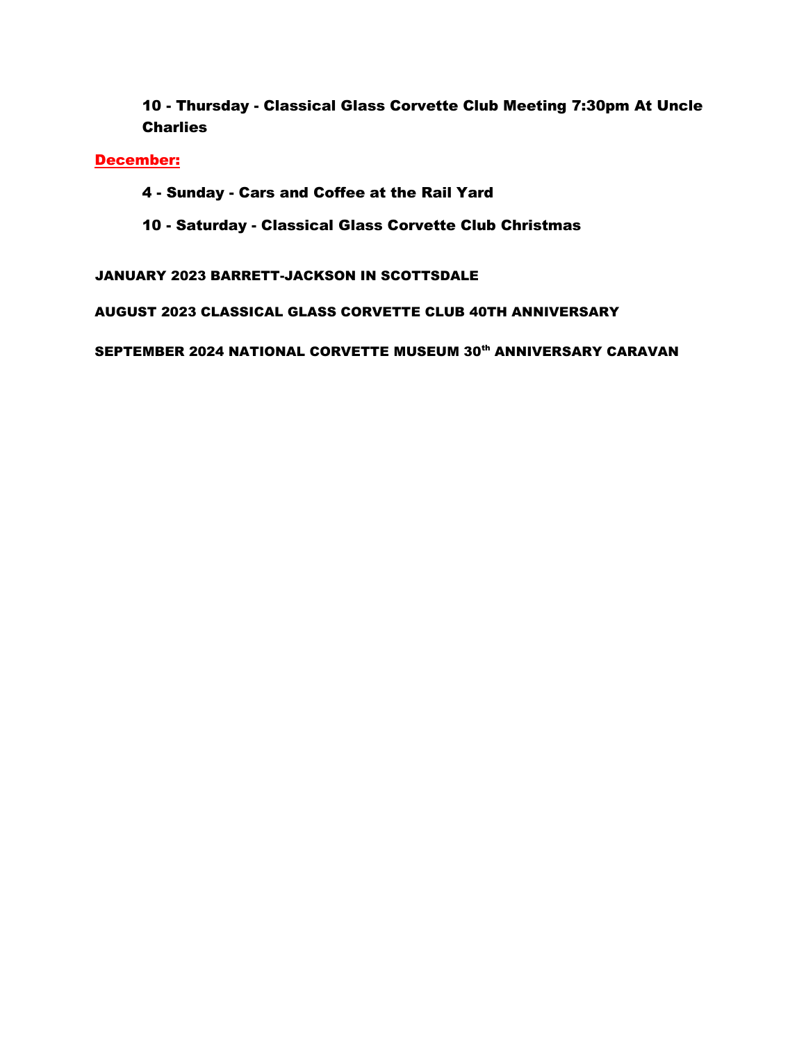10 - Thursday - Classical Glass Corvette Club Meeting 7:30pm At Uncle Charlies

**December:**

4 - Sunday - Cars and Coffee at the Rail Yard

10 - Saturday - Classical Glass Corvette Club Christmas

**JANUARY 2023 BARRETT-JACKSON IN SCOTTSDALE**

**AUGUST 2023 CLASSICAL GLASS CORVETTE CLUB 40TH ANNIVERSARY**

**SEPTEMBER 2024 NATIONAL CORVETTE MUSEUM 30th ANNIVERSARY CARAVAN**